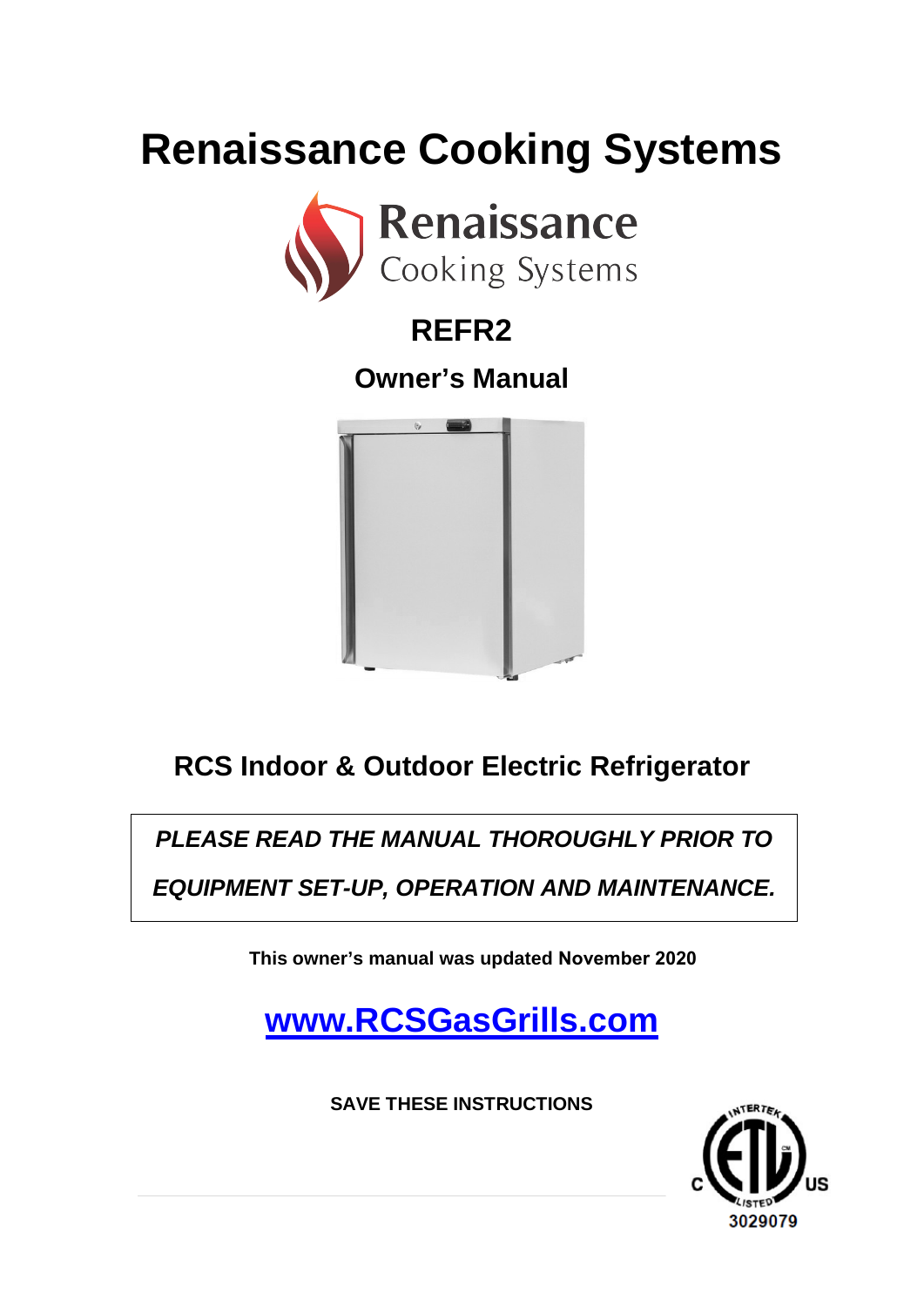# Renaissance Cooking Systems

Renaissance
Cooking Systems

## REFR2

## Owner's Manual

## RCS Indoor & Outdoor Electric Refrigerator

***PLEASE READ THE MANUAL THOROUGHLY PRIOR TO EQUIPMENT SET-UP, OPERATION AND MAINTENANCE.***

**This owner's manual was updated November 2020**

## [www.RCSGasGrills.com](http://www.RCSGasGrills.com)

**SAVE THESE INSTRUCTIONS**

INTERTEK ETL LISTED C US 3029079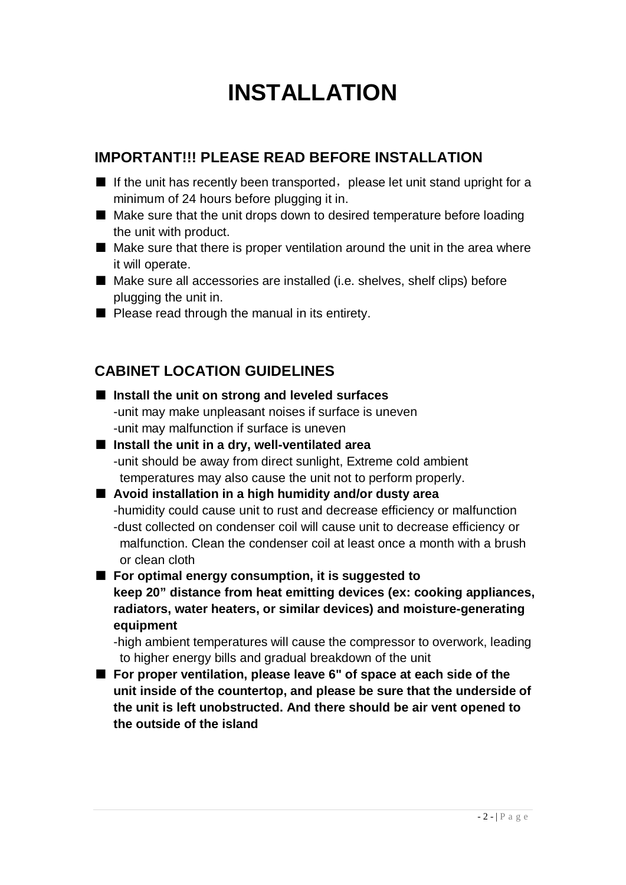# INSTALLATION

## IMPORTANT!!! PLEASE READ BEFORE INSTALLATION

- If the unit has recently been transported，please let unit stand upright for a minimum of 24 hours before plugging it in.
- Make sure that the unit drops down to desired temperature before loading the unit with product.
- Make sure that there is proper ventilation around the unit in the area where it will operate.
- Make sure all accessories are installed (i.e. shelves, shelf clips) before plugging the unit in.
- Please read through the manual in its entirety.

## CABINET LOCATION GUIDELINES

- **Install the unit on strong and leveled surfaces**
  - -unit may make unpleasant noises if surface is uneven
  - -unit may malfunction if surface is uneven
- **Install the unit in a dry, well-ventilated area**
  - -unit should be away from direct sunlight, Extreme cold ambient temperatures may also cause the unit not to perform properly.
- **Avoid installation in a high humidity and/or dusty area**
  - -humidity could cause unit to rust and decrease efficiency or malfunction
  - -dust collected on condenser coil will cause unit to decrease efficiency or malfunction. Clean the condenser coil at least once a month with a brush or clean cloth
- **For optimal energy consumption, it is suggested to keep 20” distance from heat emitting devices (ex: cooking appliances, radiators, water heaters, or similar devices) and moisture-generating equipment**
  - -high ambient temperatures will cause the compressor to overwork, leading to higher energy bills and gradual breakdown of the unit
- **For proper ventilation, please leave 6" of space at each side of the unit inside of the countertop, and please be sure that the underside of the unit is left unobstructed. And there should be air vent opened to the outside of the island**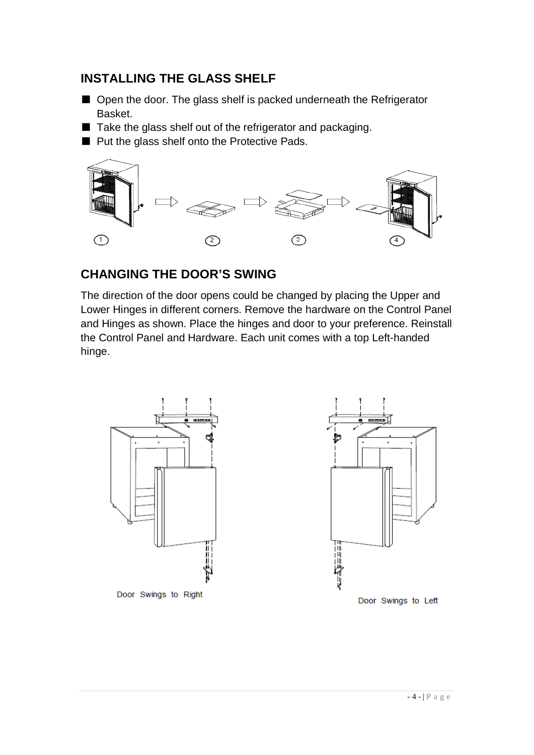## INSTALLING THE GLASS SHELF

- Open the door. The glass shelf is packed underneath the Refrigerator Basket.
- Take the glass shelf out of the refrigerator and packaging.
- Put the glass shelf onto the Protective Pads.

## CHANGING THE DOOR'S SWING

The direction of the door opens could be changed by placing the Upper and Lower Hinges in different corners. Remove the hardware on the Control Panel and Hinges as shown. Place the hinges and door to your preference. Reinstall the Control Panel and Hardware. Each unit comes with a top Left-handed hinge.

Door Swings to Right

Door Swings to Left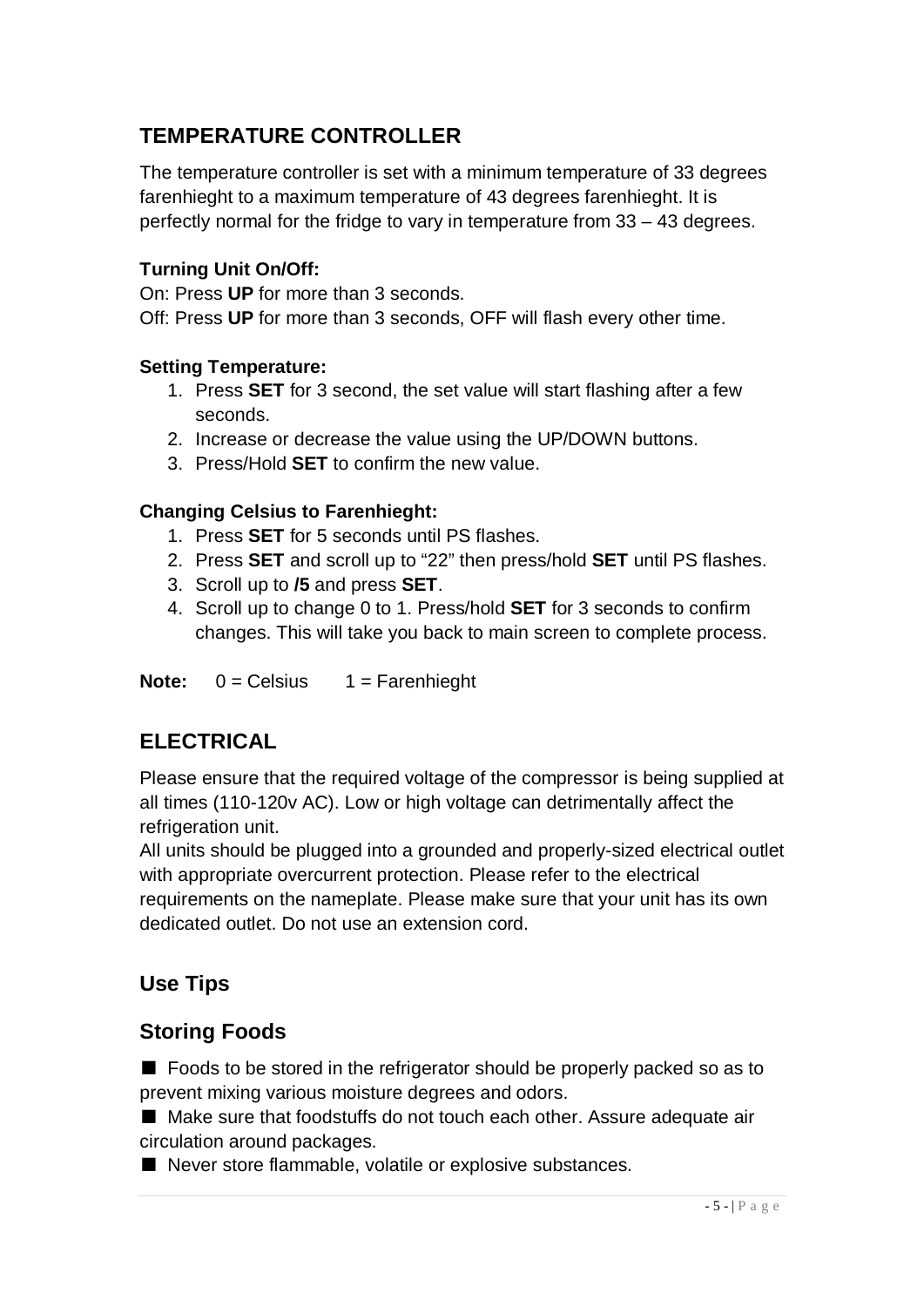## TEMPERATURE CONTROLLER

The temperature controller is set with a minimum temperature of 33 degrees farenhieght to a maximum temperature of 43 degrees farenhieght. It is perfectly normal for the fridge to vary in temperature from 33 – 43 degrees.

**Turning Unit On/Off:**

On: Press **UP** for more than 3 seconds.
Off: Press **UP** for more than 3 seconds, OFF will flash every other time.

**Setting Temperature:**

1. Press **SET** for 3 second, the set value will start flashing after a few seconds.
2. Increase or decrease the value using the UP/DOWN buttons.
3. Press/Hold **SET** to confirm the new value.

**Changing Celsius to Farenhieght:**

1. Press **SET** for 5 seconds until PS flashes.
2. Press **SET** and scroll up to "22" then press/hold **SET** until PS flashes.
3. Scroll up to **/5** and press **SET**.
4. Scroll up to change 0 to 1. Press/hold **SET** for 3 seconds to confirm changes. This will take you back to main screen to complete process.

**Note:** 0 = Celsius  1 = Farenhieght

## ELECTRICAL

Please ensure that the required voltage of the compressor is being supplied at all times (110-120v AC). Low or high voltage can detrimentally affect the refrigeration unit.
All units should be plugged into a grounded and properly-sized electrical outlet with appropriate overcurrent protection. Please refer to the electrical requirements on the nameplate. Please make sure that your unit has its own dedicated outlet. Do not use an extension cord.

## Use Tips

## Storing Foods

- Foods to be stored in the refrigerator should be properly packed so as to prevent mixing various moisture degrees and odors.
- Make sure that foodstuffs do not touch each other. Assure adequate air circulation around packages.
- Never store flammable, volatile or explosive substances.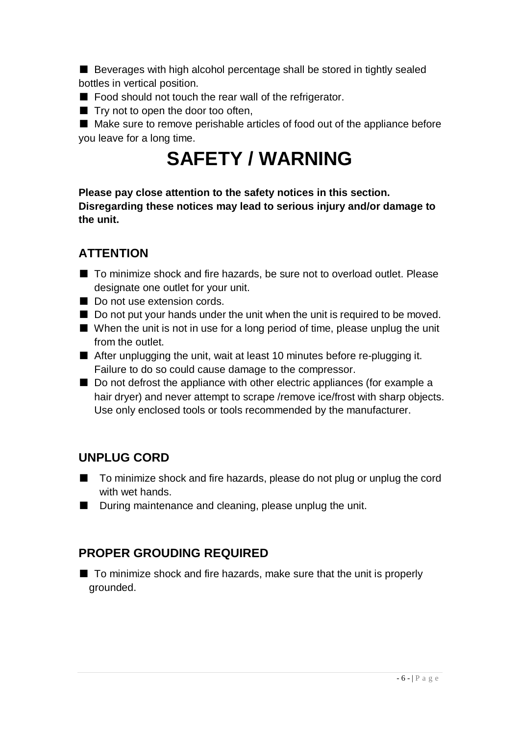- Beverages with high alcohol percentage shall be stored in tightly sealed bottles in vertical position.
- Food should not touch the rear wall of the refrigerator.
- Try not to open the door too often,
- Make sure to remove perishable articles of food out of the appliance before you leave for a long time.

# SAFETY / WARNING

**Please pay close attention to the safety notices in this section. Disregarding these notices may lead to serious injury and/or damage to the unit.**

## ATTENTION

- To minimize shock and fire hazards, be sure not to overload outlet. Please designate one outlet for your unit.
- Do not use extension cords.
- Do not put your hands under the unit when the unit is required to be moved.
- When the unit is not in use for a long period of time, please unplug the unit from the outlet.
- After unplugging the unit, wait at least 10 minutes before re-plugging it. Failure to do so could cause damage to the compressor.
- Do not defrost the appliance with other electric appliances (for example a hair dryer) and never attempt to scrape /remove ice/frost with sharp objects. Use only enclosed tools or tools recommended by the manufacturer.

## UNPLUG CORD

- To minimize shock and fire hazards, please do not plug or unplug the cord with wet hands.
- During maintenance and cleaning, please unplug the unit.

## PROPER GROUDING REQUIRED

- To minimize shock and fire hazards, make sure that the unit is properly grounded.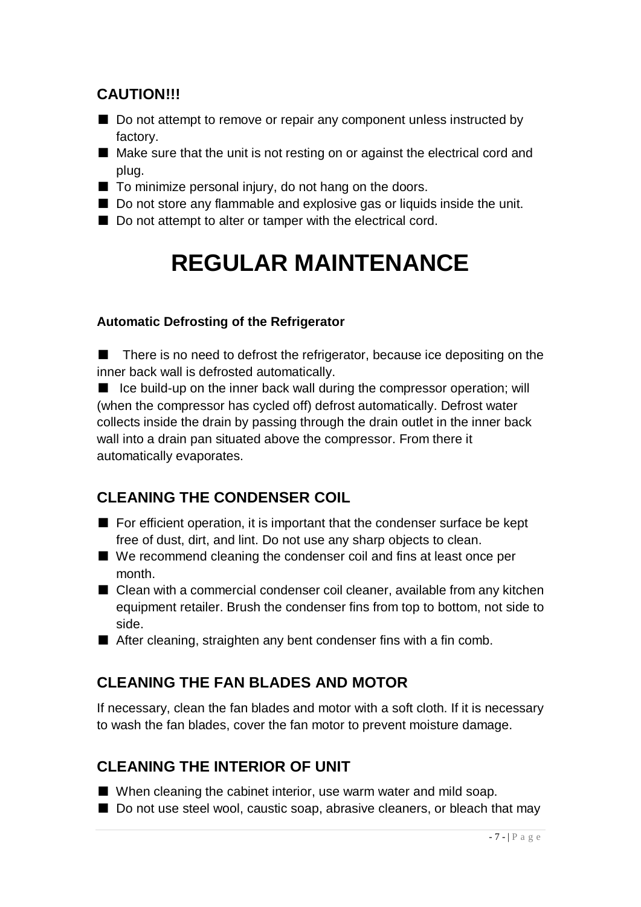## CAUTION!!!

- Do not attempt to remove or repair any component unless instructed by factory.
- Make sure that the unit is not resting on or against the electrical cord and plug.
- To minimize personal injury, do not hang on the doors.
- Do not store any flammable and explosive gas or liquids inside the unit.
- Do not attempt to alter or tamper with the electrical cord.

# REGULAR MAINTENANCE

**Automatic Defrosting of the Refrigerator**

■ There is no need to defrost the refrigerator, because ice depositing on the inner back wall is defrosted automatically.

■ Ice build-up on the inner back wall during the compressor operation; will (when the compressor has cycled off) defrost automatically. Defrost water collects inside the drain by passing through the drain outlet in the inner back wall into a drain pan situated above the compressor. From there it automatically evaporates.

## CLEANING THE CONDENSER COIL

- For efficient operation, it is important that the condenser surface be kept free of dust, dirt, and lint. Do not use any sharp objects to clean.
- We recommend cleaning the condenser coil and fins at least once per month.
- Clean with a commercial condenser coil cleaner, available from any kitchen equipment retailer. Brush the condenser fins from top to bottom, not side to side.
- After cleaning, straighten any bent condenser fins with a fin comb.

## CLEANING THE FAN BLADES AND MOTOR

If necessary, clean the fan blades and motor with a soft cloth. If it is necessary to wash the fan blades, cover the fan motor to prevent moisture damage.

## CLEANING THE INTERIOR OF UNIT

- When cleaning the cabinet interior, use warm water and mild soap.
- Do not use steel wool, caustic soap, abrasive cleaners, or bleach that may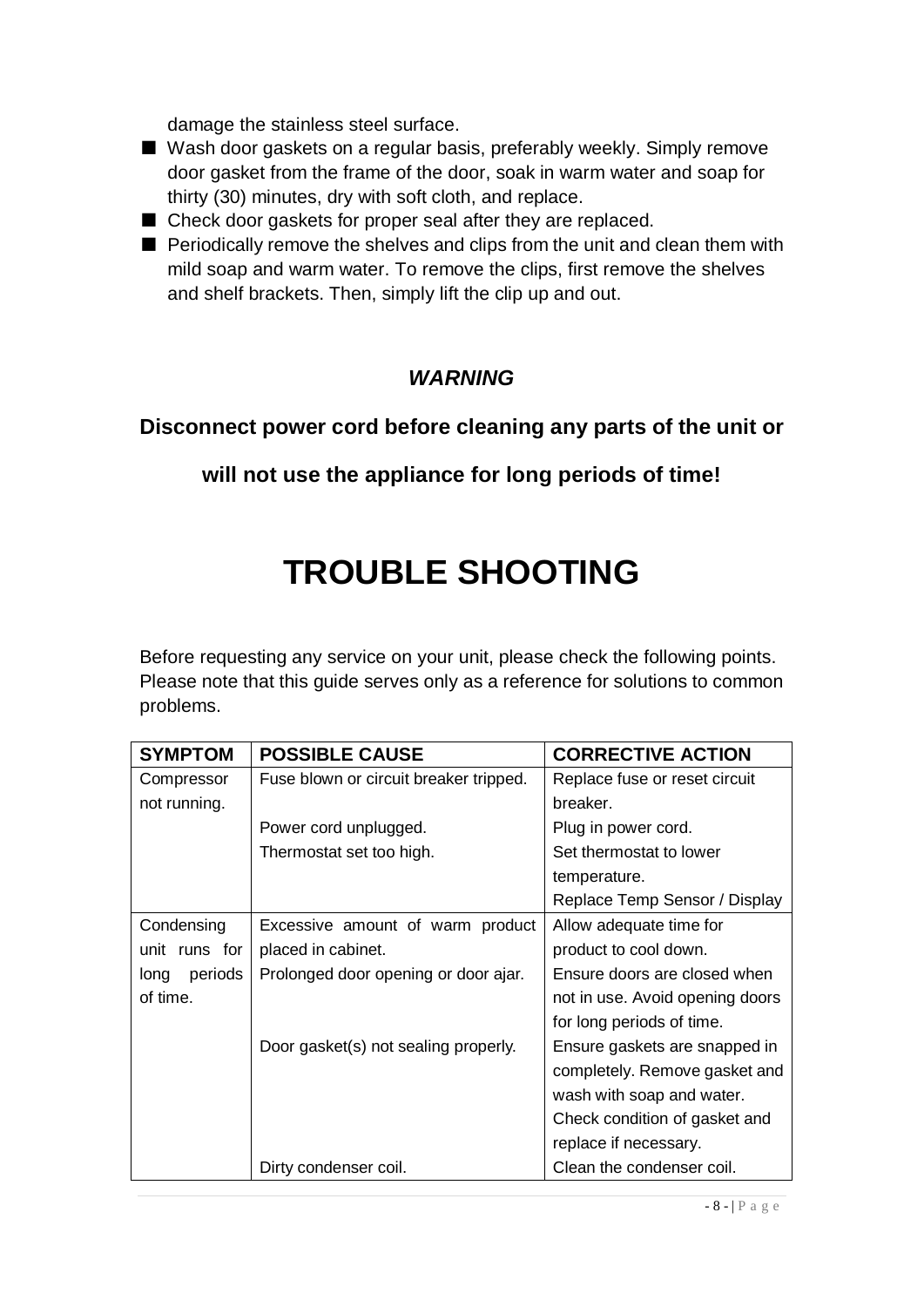damage the stainless steel surface.

- Wash door gaskets on a regular basis, preferably weekly. Simply remove door gasket from the frame of the door, soak in warm water and soap for thirty (30) minutes, dry with soft cloth, and replace.
- Check door gaskets for proper seal after they are replaced.
- Periodically remove the shelves and clips from the unit and clean them with mild soap and warm water. To remove the clips, first remove the shelves and shelf brackets. Then, simply lift the clip up and out.

***WARNING***

**Disconnect power cord before cleaning any parts of the unit or will not use the appliance for long periods of time!**

# TROUBLE SHOOTING

Before requesting any service on your unit, please check the following points. Please note that this guide serves only as a reference for solutions to common problems.

| SYMPTOM | POSSIBLE CAUSE | CORRECTIVE ACTION |
|---|---|---|
| Compressor not running. | Fuse blown or circuit breaker tripped. | Replace fuse or reset circuit breaker. |
| | Power cord unplugged. | Plug in power cord. |
| | Thermostat set too high. | Set thermostat to lower temperature. |
| | | Replace Temp Sensor / Display |
| Condensing unit runs for long periods of time. | Excessive amount of warm product placed in cabinet. | Allow adequate time for product to cool down. |
| | Prolonged door opening or door ajar. | Ensure doors are closed when not in use. Avoid opening doors for long periods of time. |
| | Door gasket(s) not sealing properly. | Ensure gaskets are snapped in completely. Remove gasket and wash with soap and water. Check condition of gasket and replace if necessary. |
| | Dirty condenser coil. | Clean the condenser coil. |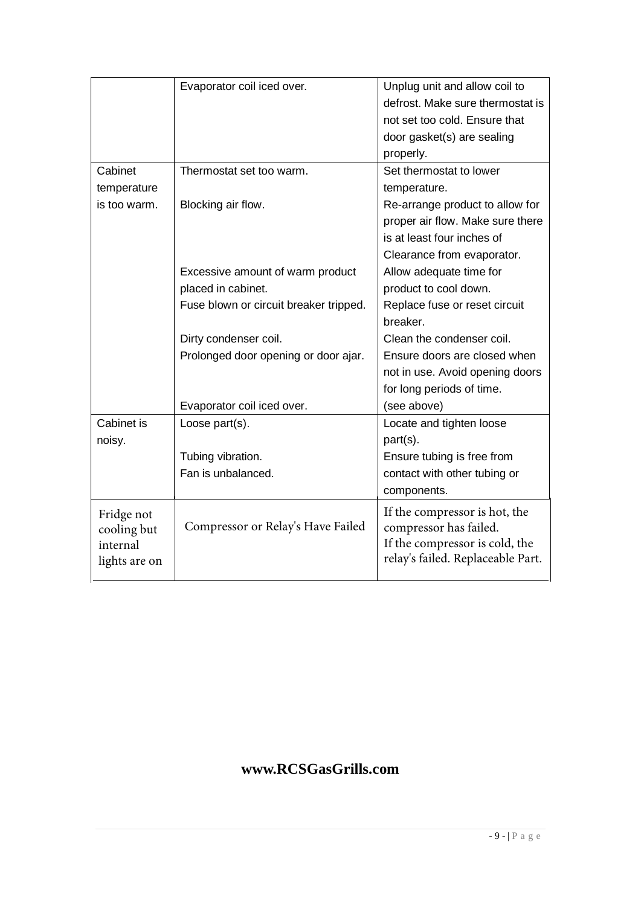| | | |
|---|---|---|
| | Evaporator coil iced over. | Unplug unit and allow coil to defrost. Make sure thermostat is not set too cold. Ensure that door gasket(s) are sealing properly. |
| Cabinet temperature is too warm. | Thermostat set too warm.<br><br>Blocking air flow.<br><br><br><br>Excessive amount of warm product placed in cabinet.<br>Fuse blown or circuit breaker tripped.<br><br>Dirty condenser coil.<br>Prolonged door opening or door ajar.<br><br><br>Evaporator coil iced over. | Set thermostat to lower temperature.<br>Re-arrange product to allow for proper air flow. Make sure there is at least four inches of Clearance from evaporator.<br>Allow adequate time for product to cool down.<br>Replace fuse or reset circuit breaker.<br>Clean the condenser coil.<br>Ensure doors are closed when not in use. Avoid opening doors for long periods of time.<br>(see above) |
| Cabinet is noisy. | Loose part(s).<br><br>Tubing vibration.<br>Fan is unbalanced. | Locate and tighten loose part(s).<br>Ensure tubing is free from contact with other tubing or components. |
| Fridge not cooling but internal lights are on | Compressor or Relay's Have Failed | If the compressor is hot, the compressor has failed.<br>If the compressor is cold, the relay's failed. Replaceable Part. |

**www.RCSGasGrills.com**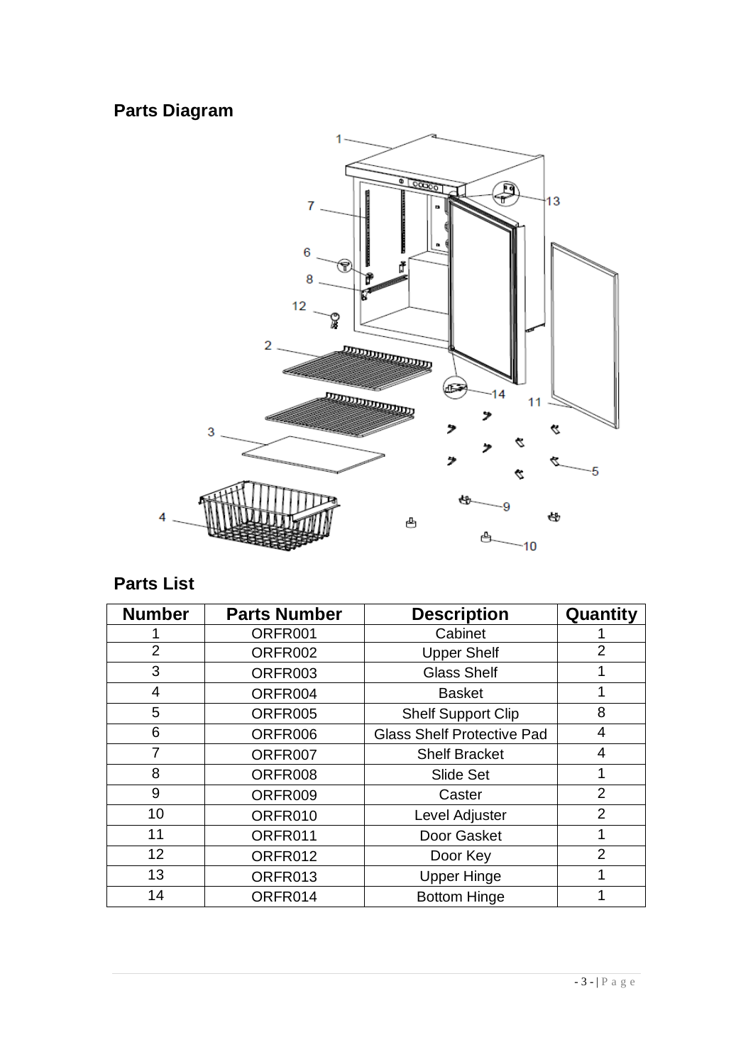## Parts Diagram

1
7
13
6
8
12
2
14
11
3
5
9
4
10

## Parts List

| Number | Parts Number | Description | Quantity |
|---|---|---|---|
| 1 | ORFR001 | Cabinet | 1 |
| 2 | ORFR002 | Upper Shelf | 2 |
| 3 | ORFR003 | Glass Shelf | 1 |
| 4 | ORFR004 | Basket | 1 |
| 5 | ORFR005 | Shelf Support Clip | 8 |
| 6 | ORFR006 | Glass Shelf Protective Pad | 4 |
| 7 | ORFR007 | Shelf Bracket | 4 |
| 8 | ORFR008 | Slide Set | 1 |
| 9 | ORFR009 | Caster | 2 |
| 10 | ORFR010 | Level Adjuster | 2 |
| 11 | ORFR011 | Door Gasket | 1 |
| 12 | ORFR012 | Door Key | 2 |
| 13 | ORFR013 | Upper Hinge | 1 |
| 14 | ORFR014 | Bottom Hinge | 1 |